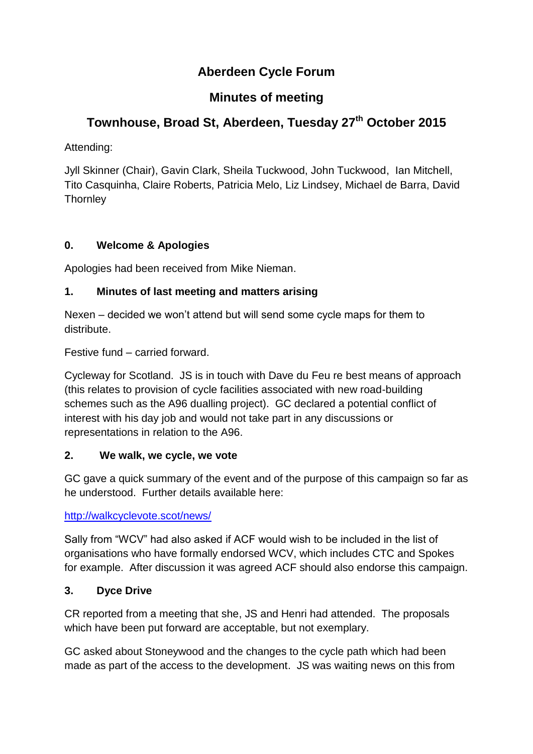# Aberdeen Cycle Forum

## Minutes of meeting

## Townhouse, Broad St, Aberdeen, Tuesday 27th October 2015

Attending:

Jyll Skinner (Chair), Gavin Clark, Sheila Tuckwood, John Tuckwood, Ian Mitchell, Tito Casquinha, Claire Roberts, Patricia Melo, Liz Lindsey, Michael de Barra, David Thornley

### 0. Welcome & Apologies

Apologies had been received from Mike Nieman.

### 1. Minutes of last meeting and matters arising

Nexen – decided we won't attend but will send some cycle maps for them to distribute.

Festive fund – carried forward.

Cycleway for Scotland. JS is in touch with Dave du Feu re best means of approach (this relates to provision of cycle facilities associated with new road-building schemes such as the A96 dualling project). GC declared a potential conflict of interest with his day job and would not take part in any discussions or representations in relation to the A96.

### 2. We walk, we cycle, we vote

GC gave a quick summary of the event and of the purpose of this campaign so far as he understood. Further details available here:

http://walkcyclevote.scot/news/

Sally from "WCV" had also asked if ACF would wish to be included in the list of organisations who have formally endorsed WCV, which includes CTC and Spokes for example. After discussion it was agreed ACF should also endorse this campaign.

### 3. Dyce Drive

CR reported from a meeting that she, JS and Henri had attended. The proposals which have been put forward are acceptable, but not exemplary.

GC asked about Stoneywood and the changes to the cycle path which had been made as part of the access to the development. JS was waiting news on this from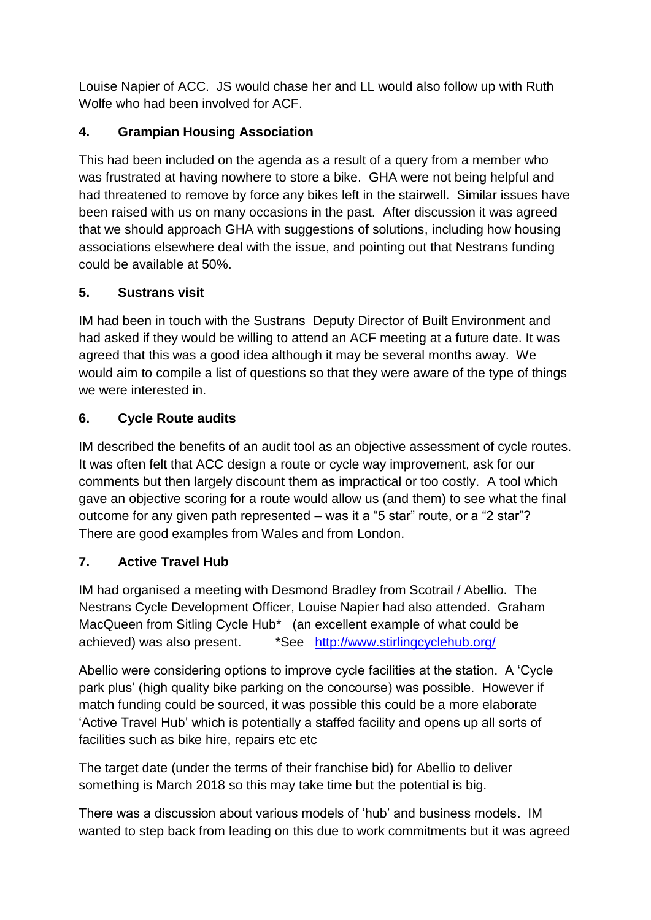Louise Napier of ACC. JS would chase her and LL would also follow up with Ruth Wolfe who had been involved for ACF.

## 4. Grampian Housing Association

This had been included on the agenda as a result of a query from a member who was frustrated at having nowhere to store a bike. GHA were not being helpful and had threatened to remove by force any bikes left in the stairwell. Similar issues have been raised with us on many occasions in the past. After discussion it was agreed that we should approach GHA with suggestions of solutions, including how housing associations elsewhere deal with the issue, and pointing out that Nestrans funding could be available at 50%.

## 5. Sustrans visit

IM had been in touch with the Sustrans Deputy Director of Built Environment and had asked if they would be willing to attend an ACF meeting at a future date. It was agreed that this was a good idea although it may be several months away. We would aim to compile a list of questions so that they were aware of the type of things we were interested in.

## 6. Cycle Route audits

IM described the benefits of an audit tool as an objective assessment of cycle routes. It was often felt that ACC design a route or cycle way improvement, ask for our comments but then largely discount them as impractical or too costly. A tool which gave an objective scoring for a route would allow us (and them) to see what the final outcome for any given path represented – was it a "5 star" route, or a "2 star"? There are good examples from Wales and from London.

## 7. Active Travel Hub

IM had organised a meeting with Desmond Bradley from Scotrail / Abellio. The Nestrans Cycle Development Officer, Louise Napier had also attended. Graham MacQueen from Sitling Cycle Hub* (an excellent example of what could be achieved) was also present. *See [http://www.stirlingcyclehub.org/](http://www.stirlingcyclehub.org/)

Abellio were considering options to improve cycle facilities at the station. A 'Cycle park plus' (high quality bike parking on the concourse) was possible. However if match funding could be sourced, it was possible this could be a more elaborate 'Active Travel Hub' which is potentially a staffed facility and opens up all sorts of facilities such as bike hire, repairs etc etc

The target date (under the terms of their franchise bid) for Abellio to deliver something is March 2018 so this may take time but the potential is big.

There was a discussion about various models of 'hub' and business models. IM wanted to step back from leading on this due to work commitments but it was agreed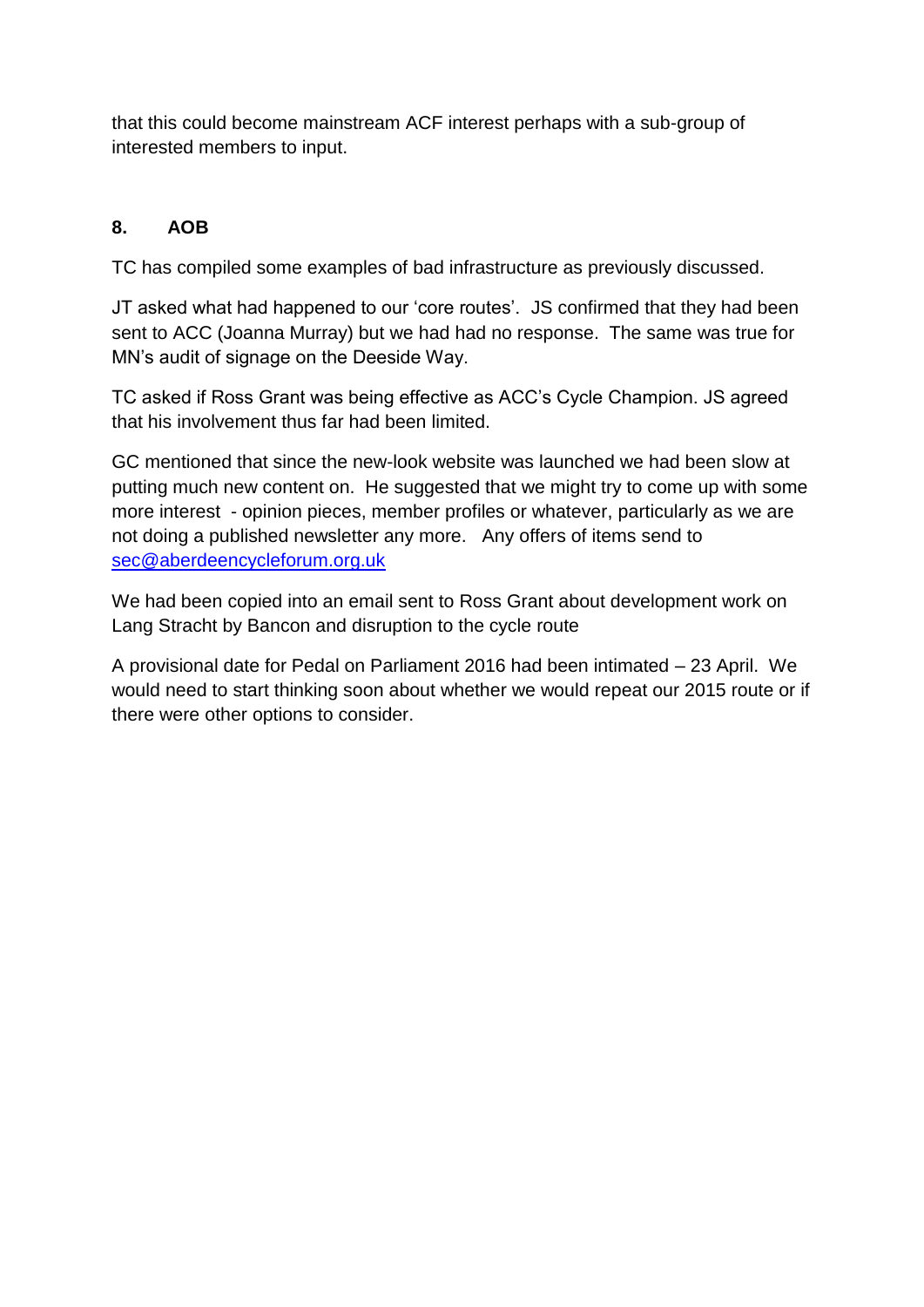that this could become mainstream ACF interest perhaps with a sub-group of interested members to input.

## 8. AOB

TC has compiled some examples of bad infrastructure as previously discussed.

JT asked what had happened to our 'core routes'. JS confirmed that they had been sent to ACC (Joanna Murray) but we had had no response. The same was true for MN's audit of signage on the Deeside Way.

TC asked if Ross Grant was being effective as ACC's Cycle Champion. JS agreed that his involvement thus far had been limited.

GC mentioned that since the new-look website was launched we had been slow at putting much new content on. He suggested that we might try to come up with some more interest - opinion pieces, member profiles or whatever, particularly as we are not doing a published newsletter any more. Any offers of items send to [sec@aberdeencycleforum.org.uk](mailto:sec@aberdeencycleforum.org.uk)

We had been copied into an email sent to Ross Grant about development work on Lang Stracht by Bancon and disruption to the cycle route

A provisional date for Pedal on Parliament 2016 had been intimated – 23 April. We would need to start thinking soon about whether we would repeat our 2015 route or if there were other options to consider.